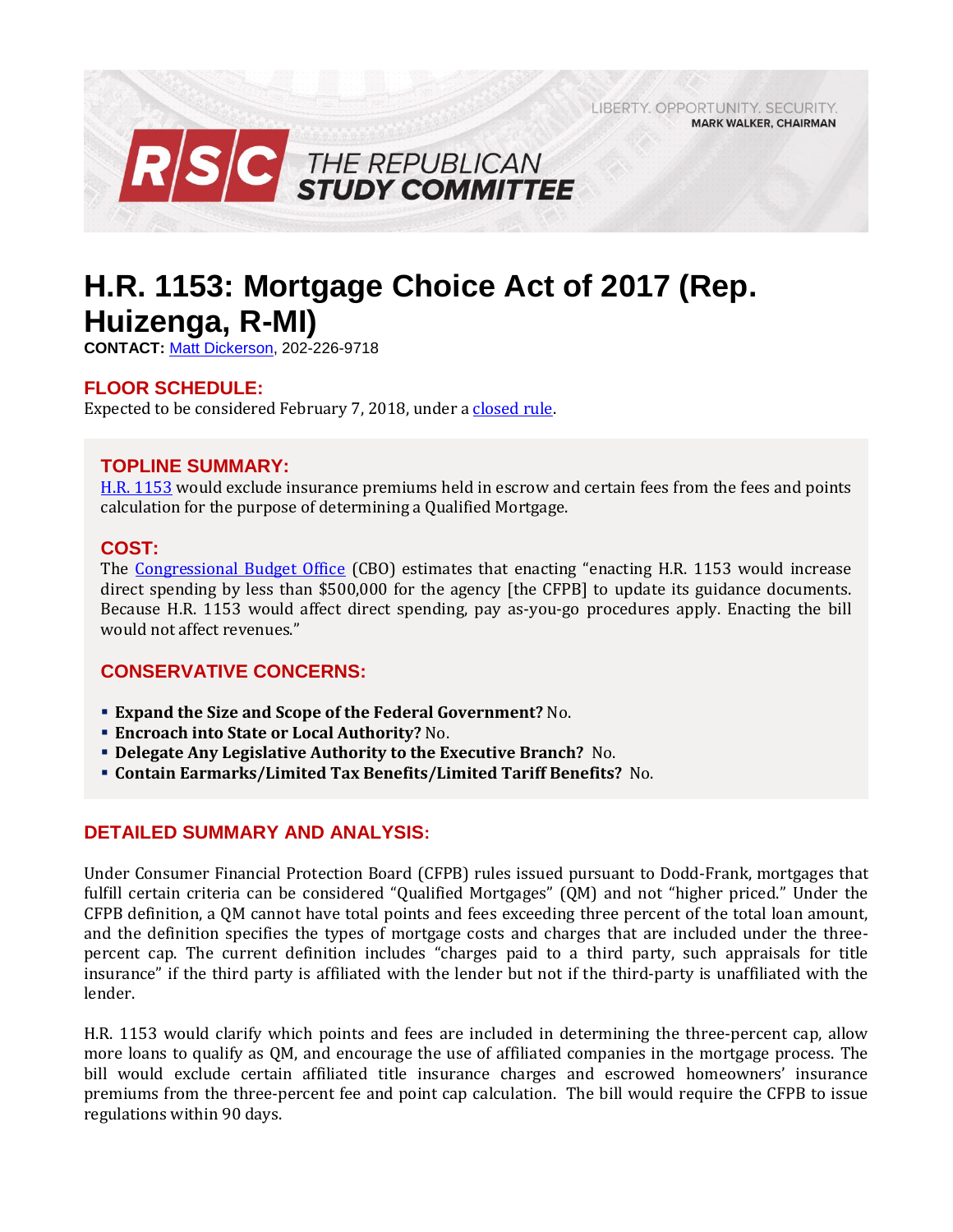LIBERTY. OPPORTUNITY. SECURITY.
MARK WALKER, CHAIRMAN

RSC THE REPUBLICAN STUDY COMMITTEE

# H.R. 1153: Mortgage Choice Act of 2017 (Rep. Huizenga, R-MI)

**CONTACT:** Matt Dickerson, 202-226-9718

## FLOOR SCHEDULE:

Expected to be considered February 7, 2018, under a closed rule.

## TOPLINE SUMMARY:

H.R. 1153 would exclude insurance premiums held in escrow and certain fees from the fees and points calculation for the purpose of determining a Qualified Mortgage.

## COST:

The Congressional Budget Office (CBO) estimates that enacting "enacting H.R. 1153 would increase direct spending by less than $500,000 for the agency [the CFPB] to update its guidance documents. Because H.R. 1153 would affect direct spending, pay as-you-go procedures apply. Enacting the bill would not affect revenues."

## CONSERVATIVE CONCERNS:

- **Expand the Size and Scope of the Federal Government?** No.
- **Encroach into State or Local Authority?** No.
- **Delegate Any Legislative Authority to the Executive Branch?** No.
- **Contain Earmarks/Limited Tax Benefits/Limited Tariff Benefits?** No.

## DETAILED SUMMARY AND ANALYSIS:

Under Consumer Financial Protection Board (CFPB) rules issued pursuant to Dodd-Frank, mortgages that fulfill certain criteria can be considered "Qualified Mortgages" (QM) and not "higher priced." Under the CFPB definition, a QM cannot have total points and fees exceeding three percent of the total loan amount, and the definition specifies the types of mortgage costs and charges that are included under the three-percent cap. The current definition includes "charges paid to a third party, such appraisals for title insurance" if the third party is affiliated with the lender but not if the third-party is unaffiliated with the lender.

H.R. 1153 would clarify which points and fees are included in determining the three-percent cap, allow more loans to qualify as QM, and encourage the use of affiliated companies in the mortgage process. The bill would exclude certain affiliated title insurance charges and escrowed homeowners' insurance premiums from the three-percent fee and point cap calculation. The bill would require the CFPB to issue regulations within 90 days.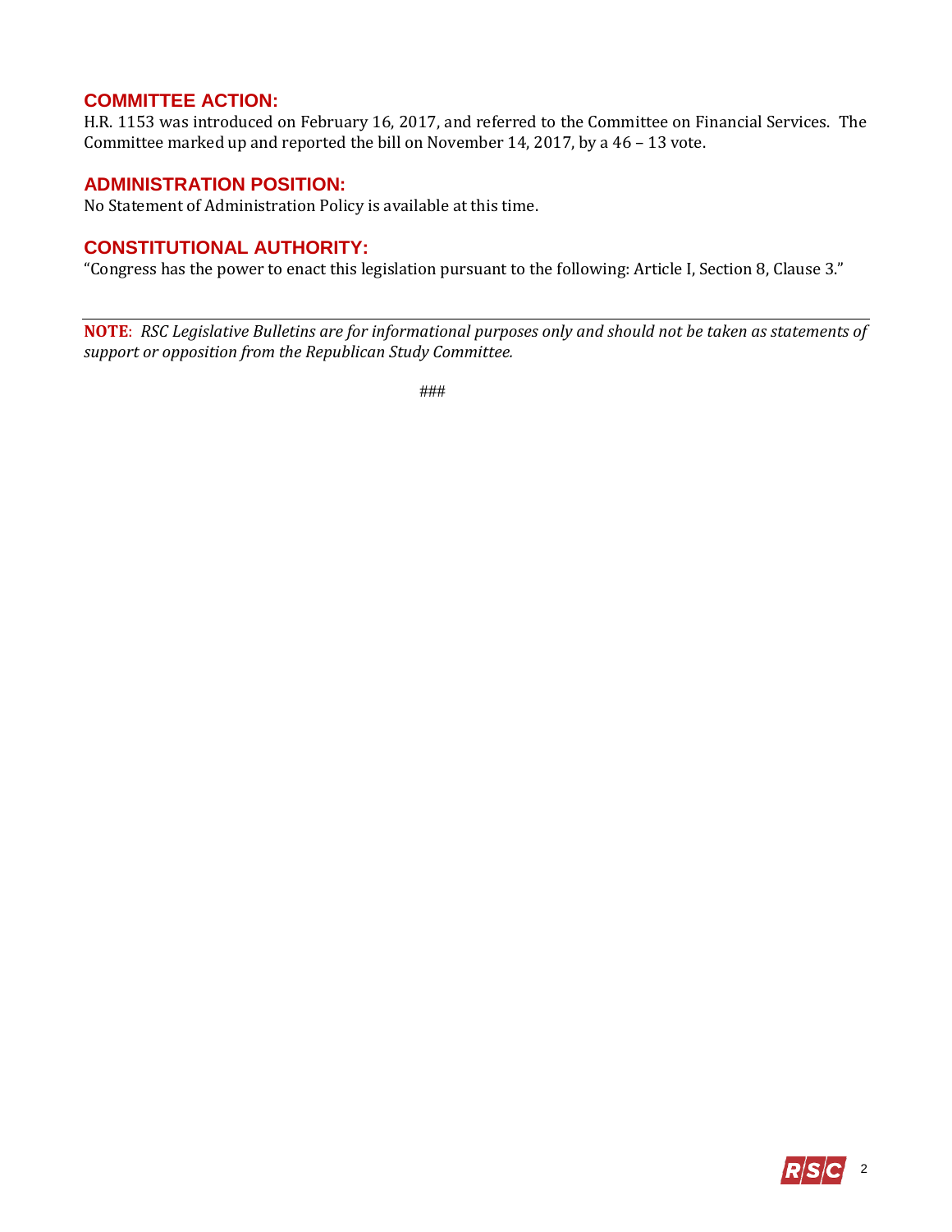## COMMITTEE ACTION:

H.R. 1153 was introduced on February 16, 2017, and referred to the Committee on Financial Services. The Committee marked up and reported the bill on November 14, 2017, by a 46 – 13 vote.

## ADMINISTRATION POSITION:

No Statement of Administration Policy is available at this time.

## CONSTITUTIONAL AUTHORITY:

"Congress has the power to enact this legislation pursuant to the following: Article I, Section 8, Clause 3."

---

**NOTE**: *RSC Legislative Bulletins are for informational purposes only and should not be taken as statements of support or opposition from the Republican Study Committee.*

###